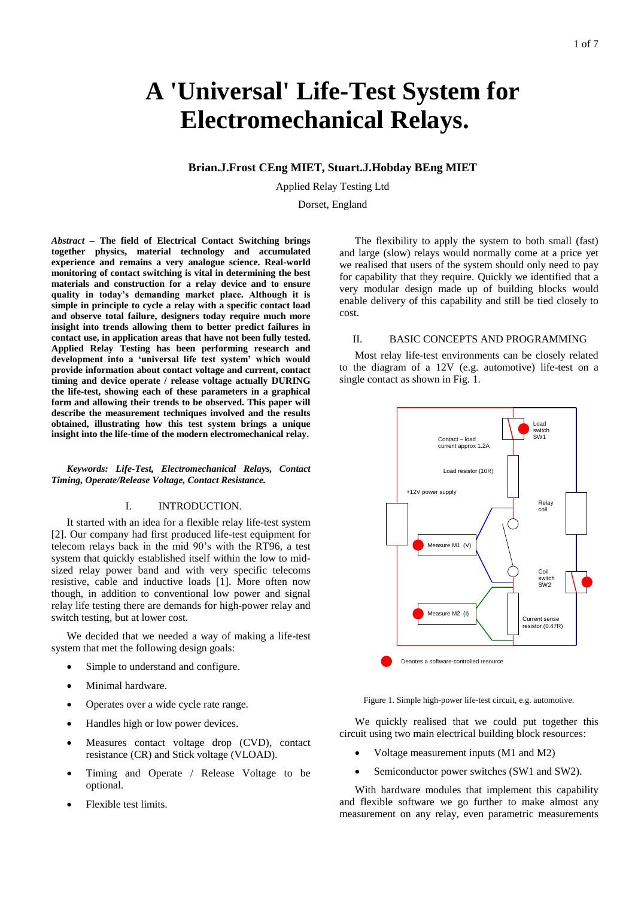# A 'Universal' Life-Test System for Electromechanical Relays.

**Brian.J.Frost CEng MIET, Stuart.J.Hobday BEng MIET**

Applied Relay Testing Ltd

Dorset, England

***Abstract*** **– The field of Electrical Contact Switching brings together physics, material technology and accumulated experience and remains a very analogue science. Real-world monitoring of contact switching is vital in determining the best materials and construction for a relay device and to ensure quality in today's demanding market place. Although it is simple in principle to cycle a relay with a specific contact load and observe total failure, designers today require much more insight into trends allowing them to better predict failures in contact use, in application areas that have not been fully tested. Applied Relay Testing has been performing research and development into a 'universal life test system' which would provide information about contact voltage and current, contact timing and device operate / release voltage actually DURING the life-test, showing each of these parameters in a graphical form and allowing their trends to be observed. This paper will describe the measurement techniques involved and the results obtained, illustrating how this test system brings a unique insight into the life-time of the modern electromechanical relay.**

***Keywords: Life-Test, Electromechanical Relays, Contact Timing, Operate/Release Voltage, Contact Resistance.***

## I. INTRODUCTION.

It started with an idea for a flexible relay life-test system [2]. Our company had first produced life-test equipment for telecom relays back in the mid 90's with the RT96, a test system that quickly established itself within the low to mid-sized relay power band and with very specific telecoms resistive, cable and inductive loads [1]. More often now though, in addition to conventional low power and signal relay life testing there are demands for high-power relay and switch testing, but at lower cost.

We decided that we needed a way of making a life-test system that met the following design goals:

- Simple to understand and configure.
- Minimal hardware.
- Operates over a wide cycle rate range.
- Handles high or low power devices.
- Measures contact voltage drop (CVD), contact resistance (CR) and Stick voltage (VLOAD).
- Timing and Operate / Release Voltage to be optional.
- Flexible test limits.

The flexibility to apply the system to both small (fast) and large (slow) relays would normally come at a price yet we realised that users of the system should only need to pay for capability that they require. Quickly we identified that a very modular design made up of building blocks would enable delivery of this capability and still be tied closely to cost.

## II. BASIC CONCEPTS AND PROGRAMMING

Most relay life-test environments can be closely related to the diagram of a 12V (e.g. automotive) life-test on a single contact as shown in Fig. 1.

Figure 1. Simple high-power life-test circuit, e.g. automotive.

We quickly realised that we could put together this circuit using two main electrical building block resources:

- Voltage measurement inputs (M1 and M2)
- Semiconductor power switches (SW1 and SW2).

With hardware modules that implement this capability and flexible software we go further to make almost any measurement on any relay, even parametric measurements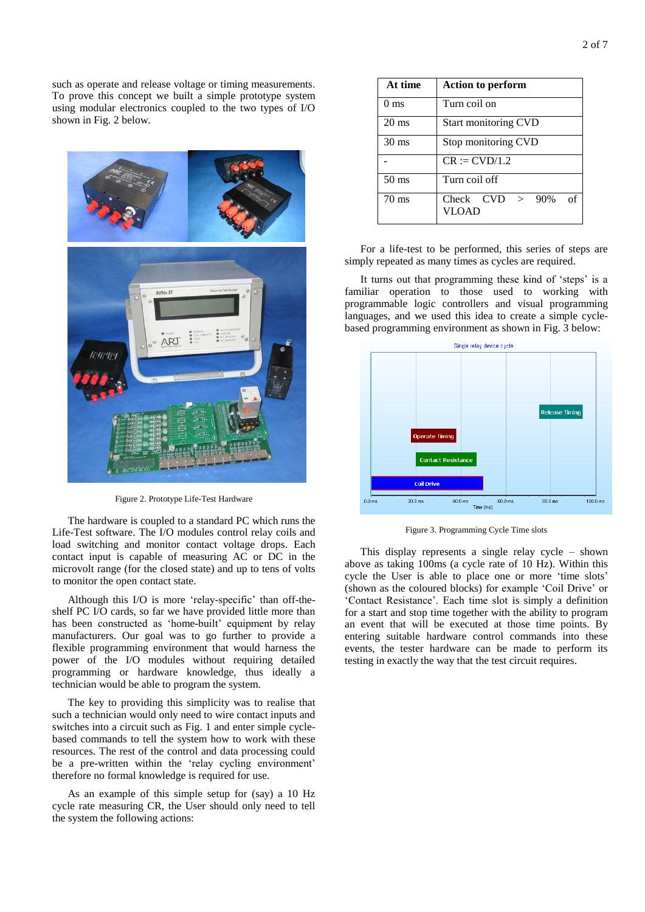such as operate and release voltage or timing measurements. To prove this concept we built a simple prototype system using modular electronics coupled to the two types of I/O shown in Fig. 2 below.

Figure 2. Prototype Life-Test Hardware

The hardware is coupled to a standard PC which runs the Life-Test software. The I/O modules control relay coils and load switching and monitor contact voltage drops. Each contact input is capable of measuring AC or DC in the microvolt range (for the closed state) and up to tens of volts to monitor the open contact state.

Although this I/O is more 'relay-specific' than off-the-shelf PC I/O cards, so far we have provided little more than has been constructed as 'home-built' equipment by relay manufacturers. Our goal was to go further to provide a flexible programming environment that would harness the power of the I/O modules without requiring detailed programming or hardware knowledge, thus ideally a technician would be able to program the system.

The key to providing this simplicity was to realise that such a technician would only need to wire contact inputs and switches into a circuit such as Fig. 1 and enter simple cycle-based commands to tell the system how to work with these resources. The rest of the control and data processing could be a pre-written within the 'relay cycling environment' therefore no formal knowledge is required for use.

As an example of this simple setup for (say) a 10 Hz cycle rate measuring CR, the User should only need to tell the system the following actions:

| At time | Action to perform |
|---|---|
| 0 ms | Turn coil on |
| 20 ms | Start monitoring CVD |
| 30 ms | Stop monitoring CVD |
| - | CR := CVD/1.2 |
| 50 ms | Turn coil off |
| 70 ms | Check CVD > 90% of VLOAD |

For a life-test to be performed, this series of steps are simply repeated as many times as cycles are required.

It turns out that programming these kind of 'steps' is a familiar operation to those used to working with programmable logic controllers and visual programming languages, and we used this idea to create a simple cycle-based programming environment as shown in Fig. 3 below:

Figure 3. Programming Cycle Time slots

This display represents a single relay cycle – shown above as taking 100ms (a cycle rate of 10 Hz). Within this cycle the User is able to place one or more 'time slots' (shown as the coloured blocks) for example 'Coil Drive' or 'Contact Resistance'. Each time slot is simply a definition for a start and stop time together with the ability to program an event that will be executed at those time points. By entering suitable hardware control commands into these events, the tester hardware can be made to perform its testing in exactly the way that the test circuit requires.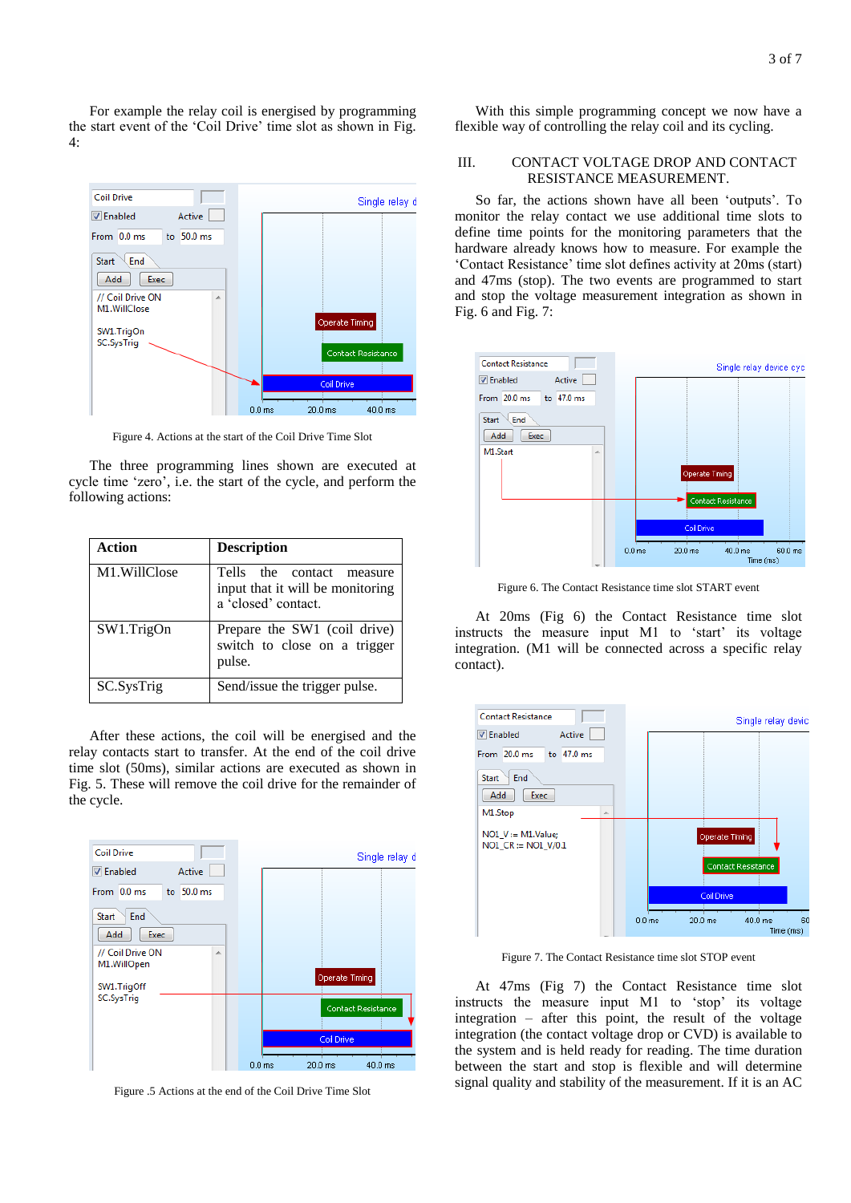For example the relay coil is energised by programming the start event of the 'Coil Drive' time slot as shown in Fig. 4:

Figure 4. Actions at the start of the Coil Drive Time Slot

The three programming lines shown are executed at cycle time 'zero', i.e. the start of the cycle, and perform the following actions:

| Action | Description |
|---|---|
| M1.WillClose | Tells the contact measure input that it will be monitoring a 'closed' contact. |
| SW1.TrigOn | Prepare the SW1 (coil drive) switch to close on a trigger pulse. |
| SC.SysTrig | Send/issue the trigger pulse. |

After these actions, the coil will be energised and the relay contacts start to transfer. At the end of the coil drive time slot (50ms), similar actions are executed as shown in Fig. 5. These will remove the coil drive for the remainder of the cycle.

Figure .5 Actions at the end of the Coil Drive Time Slot

With this simple programming concept we now have a flexible way of controlling the relay coil and its cycling.

## III. CONTACT VOLTAGE DROP AND CONTACT RESISTANCE MEASUREMENT.

So far, the actions shown have all been 'outputs'. To monitor the relay contact we use additional time slots to define time points for the monitoring parameters that the hardware already knows how to measure. For example the 'Contact Resistance' time slot defines activity at 20ms (start) and 47ms (stop). The two events are programmed to start and stop the voltage measurement integration as shown in Fig. 6 and Fig. 7:

Figure 6. The Contact Resistance time slot START event

At 20ms (Fig 6) the Contact Resistance time slot instructs the measure input M1 to 'start' its voltage integration. (M1 will be connected across a specific relay contact).

Figure 7. The Contact Resistance time slot STOP event

At 47ms (Fig 7) the Contact Resistance time slot instructs the measure input M1 to 'stop' its voltage integration – after this point, the result of the voltage integration (the contact voltage drop or CVD) is available to the system and is held ready for reading. The time duration between the start and stop is flexible and will determine signal quality and stability of the measurement. If it is an AC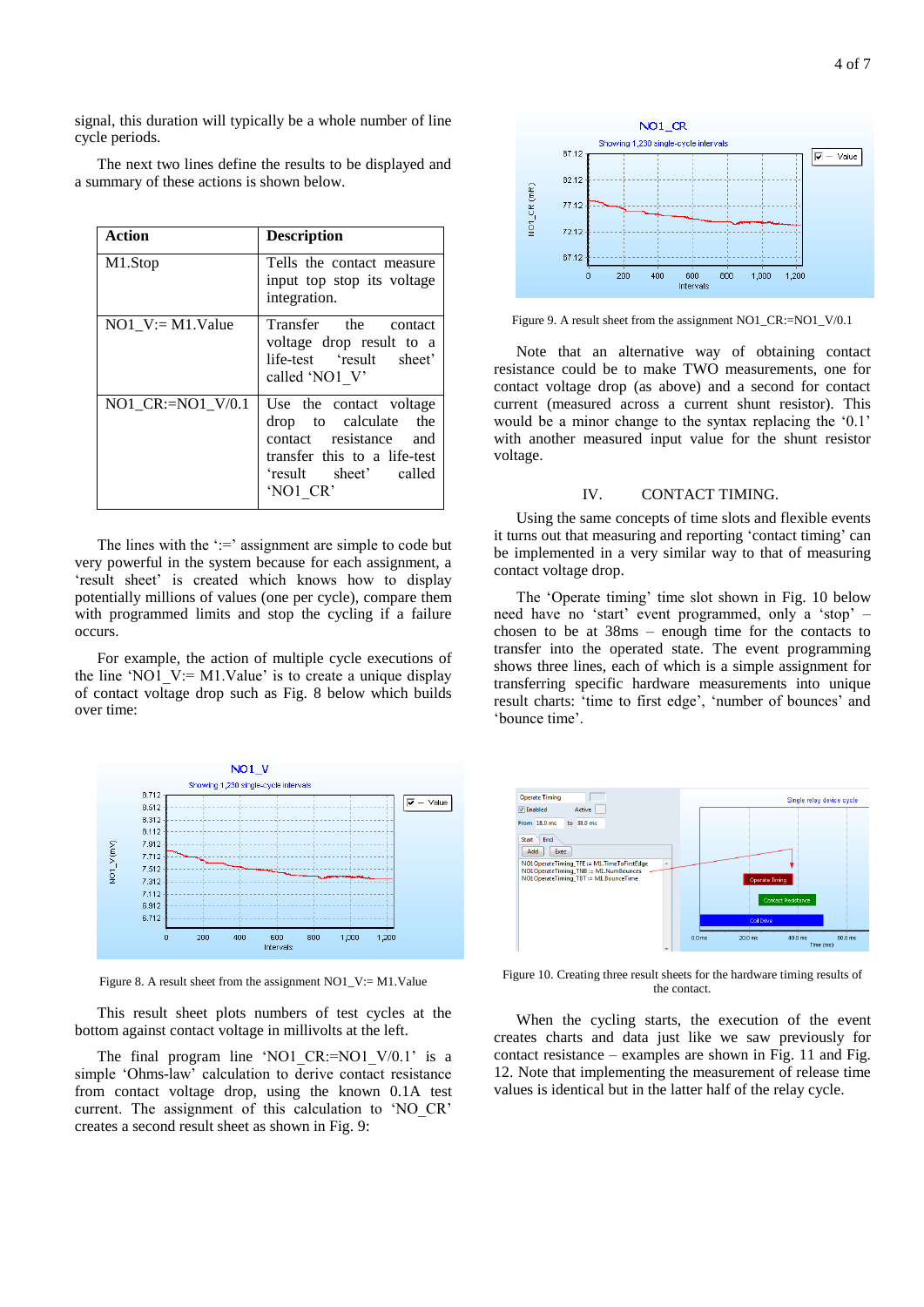signal, this duration will typically be a whole number of line cycle periods.

The next two lines define the results to be displayed and a summary of these actions is shown below.

| Action | Description |
|---|---|
| M1.Stop | Tells the contact measure input top stop its voltage integration. |
| NO1_V:= M1.Value | Transfer the contact voltage drop result to a life-test 'result sheet' called 'NO1_V' |
| NO1_CR:=NO1_V/0.1 | Use the contact voltage drop to calculate the contact resistance and transfer this to a life-test 'result sheet' called 'NO1_CR' |

The lines with the ':=' assignment are simple to code but very powerful in the system because for each assignment, a 'result sheet' is created which knows how to display potentially millions of values (one per cycle), compare them with programmed limits and stop the cycling if a failure occurs.

For example, the action of multiple cycle executions of the line 'NO1_V:= M1.Value' is to create a unique display of contact voltage drop such as Fig. 8 below which builds over time:

Figure 8. A result sheet from the assignment NO1_V:= M1.Value

This result sheet plots numbers of test cycles at the bottom against contact voltage in millivolts at the left.

The final program line 'NO1_CR:=NO1_V/0.1' is a simple 'Ohms-law' calculation to derive contact resistance from contact voltage drop, using the known 0.1A test current. The assignment of this calculation to 'NO_CR' creates a second result sheet as shown in Fig. 9:

Figure 9. A result sheet from the assignment NO1_CR:=NO1_V/0.1

Note that an alternative way of obtaining contact resistance could be to make TWO measurements, one for contact voltage drop (as above) and a second for contact current (measured across a current shunt resistor). This would be a minor change to the syntax replacing the '0.1' with another measured input value for the shunt resistor voltage.

## IV. CONTACT TIMING.

Using the same concepts of time slots and flexible events it turns out that measuring and reporting 'contact timing' can be implemented in a very similar way to that of measuring contact voltage drop.

The 'Operate timing' time slot shown in Fig. 10 below need have no 'start' event programmed, only a 'stop' – chosen to be at 38ms – enough time for the contacts to transfer into the operated state. The event programming shows three lines, each of which is a simple assignment for transferring specific hardware measurements into unique result charts: 'time to first edge', 'number of bounces' and 'bounce time'.

Figure 10. Creating three result sheets for the hardware timing results of the contact.

When the cycling starts, the execution of the event creates charts and data just like we saw previously for contact resistance – examples are shown in Fig. 11 and Fig. 12. Note that implementing the measurement of release time values is identical but in the latter half of the relay cycle.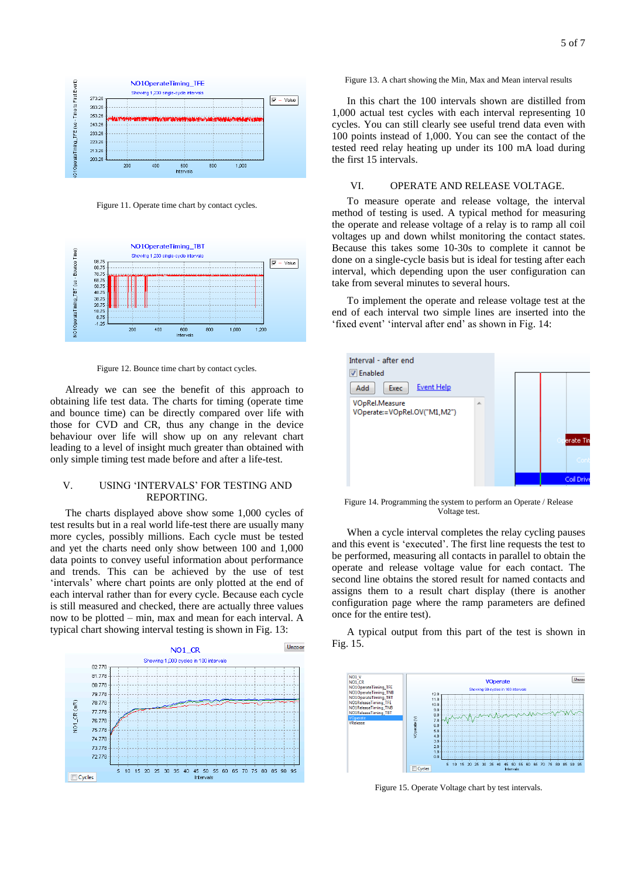Figure 11. Operate time chart by contact cycles.

Figure 12. Bounce time chart by contact cycles.

Already we can see the benefit of this approach to obtaining life test data. The charts for timing (operate time and bounce time) can be directly compared over life with those for CVD and CR, thus any change in the device behaviour over life will show up on any relevant chart leading to a level of insight much greater than obtained with only simple timing test made before and after a life-test.

## V. USING 'INTERVALS' FOR TESTING AND REPORTING.

The charts displayed above show some 1,000 cycles of test results but in a real world life-test there are usually many more cycles, possibly millions. Each cycle must be tested and yet the charts need only show between 100 and 1,000 data points to convey useful information about performance and trends. This can be achieved by the use of test 'intervals' where chart points are only plotted at the end of each interval rather than for every cycle. Because each cycle is still measured and checked, there are actually three values now to be plotted – min, max and mean for each interval. A typical chart showing interval testing is shown in Fig. 13:

Figure 13. A chart showing the Min, Max and Mean interval results

In this chart the 100 intervals shown are distilled from 1,000 actual test cycles with each interval representing 10 cycles. You can still clearly see useful trend data even with 100 points instead of 1,000. You can see the contact of the tested reed relay heating up under its 100 mA load during the first 15 intervals.

## VI. OPERATE AND RELEASE VOLTAGE.

To measure operate and release voltage, the interval method of testing is used. A typical method for measuring the operate and release voltage of a relay is to ramp all coil voltages up and down whilst monitoring the contact states. Because this takes some 10-30s to complete it cannot be done on a single-cycle basis but is ideal for testing after each interval, which depending upon the user configuration can take from several minutes to several hours.

To implement the operate and release voltage test at the end of each interval two simple lines are inserted into the 'fixed event' 'interval after end' as shown in Fig. 14:

Figure 14. Programming the system to perform an Operate / Release Voltage test.

When a cycle interval completes the relay cycling pauses and this event is 'executed'. The first line requests the test to be performed, measuring all contacts in parallel to obtain the operate and release voltage value for each contact. The second line obtains the stored result for named contacts and assigns them to a result chart display (there is another configuration page where the ramp parameters are defined once for the entire test).

A typical output from this part of the test is shown in Fig. 15.

Figure 15. Operate Voltage chart by test intervals.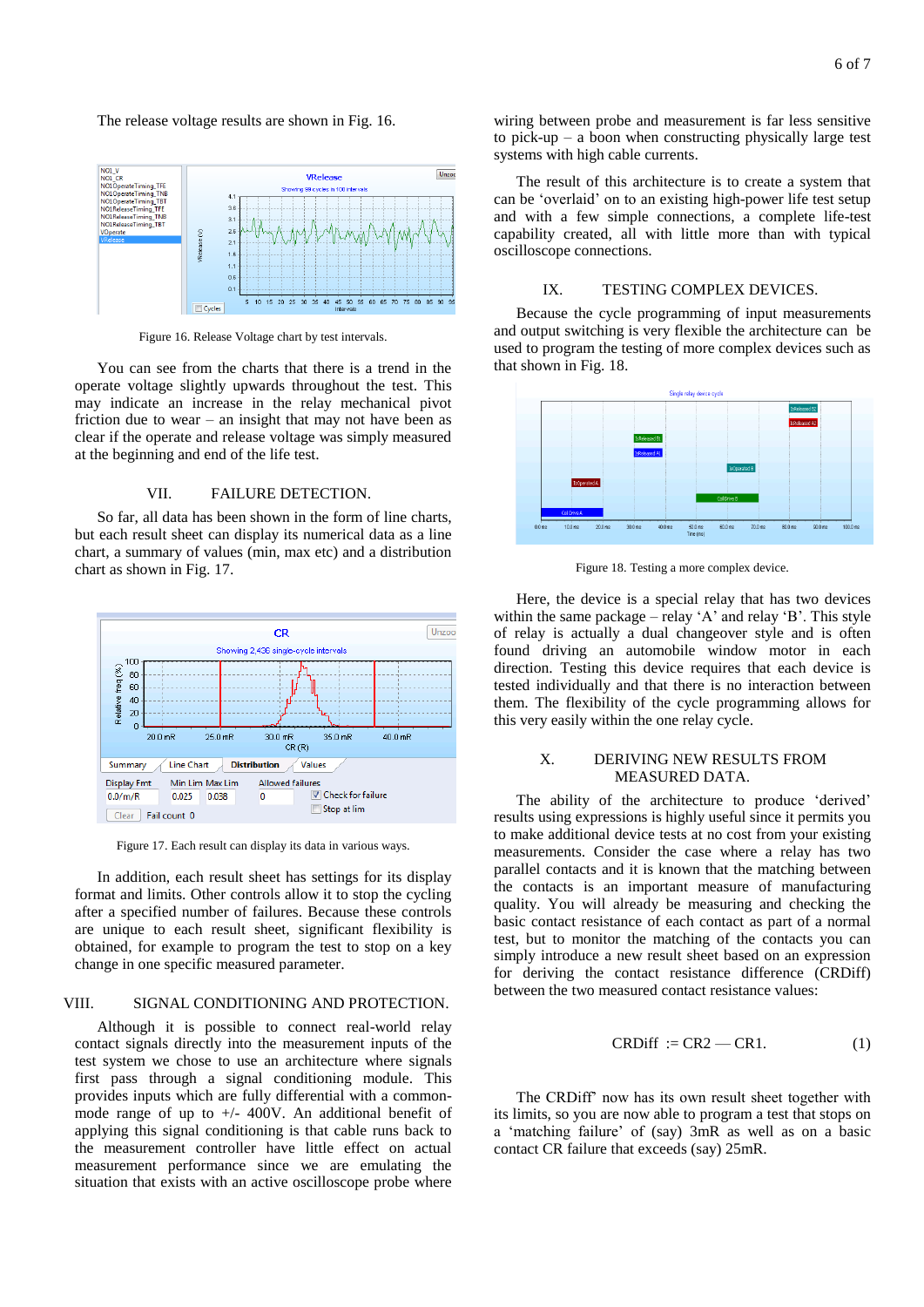The release voltage results are shown in Fig. 16.

Figure 16. Release Voltage chart by test intervals.

You can see from the charts that there is a trend in the operate voltage slightly upwards throughout the test. This may indicate an increase in the relay mechanical pivot friction due to wear – an insight that may not have been as clear if the operate and release voltage was simply measured at the beginning and end of the life test.

## VII. FAILURE DETECTION.

So far, all data has been shown in the form of line charts, but each result sheet can display its numerical data as a line chart, a summary of values (min, max etc) and a distribution chart as shown in Fig. 17.

Figure 17. Each result can display its data in various ways.

In addition, each result sheet has settings for its display format and limits. Other controls allow it to stop the cycling after a specified number of failures. Because these controls are unique to each result sheet, significant flexibility is obtained, for example to program the test to stop on a key change in one specific measured parameter.

## VIII. SIGNAL CONDITIONING AND PROTECTION.

Although it is possible to connect real-world relay contact signals directly into the measurement inputs of the test system we chose to use an architecture where signals first pass through a signal conditioning module. This provides inputs which are fully differential with a common-mode range of up to +/- 400V. An additional benefit of applying this signal conditioning is that cable runs back to the measurement controller have little effect on actual measurement performance since we are emulating the situation that exists with an active oscilloscope probe where wiring between probe and measurement is far less sensitive to pick-up – a boon when constructing physically large test systems with high cable currents.

The result of this architecture is to create a system that can be 'overlaid' on to an existing high-power life test setup and with a few simple connections, a complete life-test capability created, all with little more than with typical oscilloscope connections.

## IX. TESTING COMPLEX DEVICES.

Because the cycle programming of input measurements and output switching is very flexible the architecture can be used to program the testing of more complex devices such as that shown in Fig. 18.

Figure 18. Testing a more complex device.

Here, the device is a special relay that has two devices within the same package – relay 'A' and relay 'B'. This style of relay is actually a dual changeover style and is often found driving an automobile window motor in each direction. Testing this device requires that each device is tested individually and that there is no interaction between them. The flexibility of the cycle programming allows for this very easily within the one relay cycle.

## X. DERIVING NEW RESULTS FROM MEASURED DATA.

The ability of the architecture to produce 'derived' results using expressions is highly useful since it permits you to make additional device tests at no cost from your existing measurements. Consider the case where a relay has two parallel contacts and it is known that the matching between the contacts is an important measure of manufacturing quality. You will already be measuring and checking the basic contact resistance of each contact as part of a normal test, but to monitor the matching of the contacts you can simply introduce a new result sheet based on an expression for deriving the contact resistance difference (CRDiff) between the two measured contact resistance values:

$$\text{CRDiff} := \text{CR2} - \text{CR1}. \qquad (1)$$

The CRDiff' now has its own result sheet together with its limits, so you are now able to program a test that stops on a 'matching failure' of (say) 3mR as well as on a basic contact CR failure that exceeds (say) 25mR.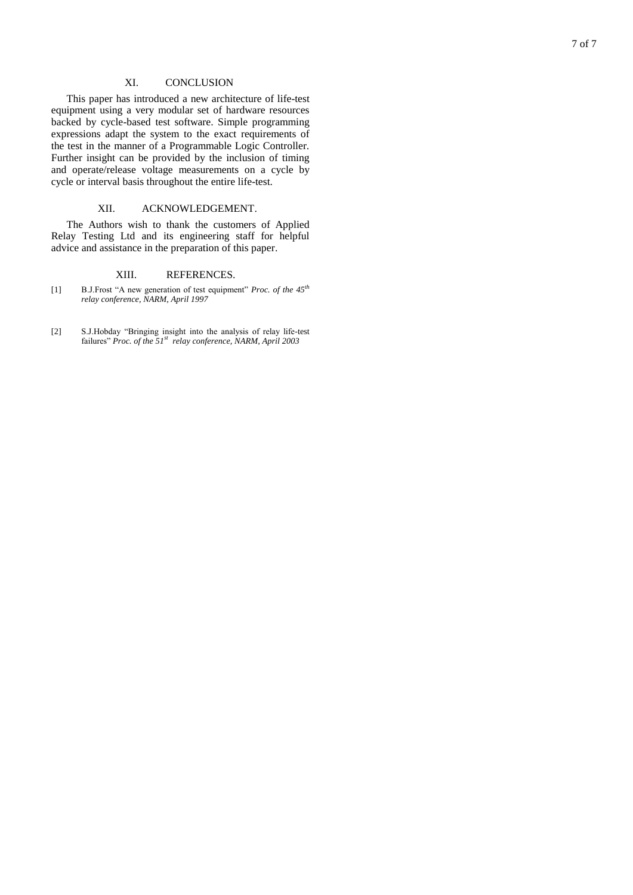## XI. CONCLUSION

This paper has introduced a new architecture of life-test equipment using a very modular set of hardware resources backed by cycle-based test software. Simple programming expressions adapt the system to the exact requirements of the test in the manner of a Programmable Logic Controller. Further insight can be provided by the inclusion of timing and operate/release voltage measurements on a cycle by cycle or interval basis throughout the entire life-test.

## XII. ACKNOWLEDGEMENT.

The Authors wish to thank the customers of Applied Relay Testing Ltd and its engineering staff for helpful advice and assistance in the preparation of this paper.

## XIII. REFERENCES.

[1] B.J.Frost "A new generation of test equipment" *Proc. of the 45th relay conference, NARM, April 1997*

[2] S.J.Hobday "Bringing insight into the analysis of relay life-test failures" *Proc. of the 51st relay conference, NARM, April 2003*